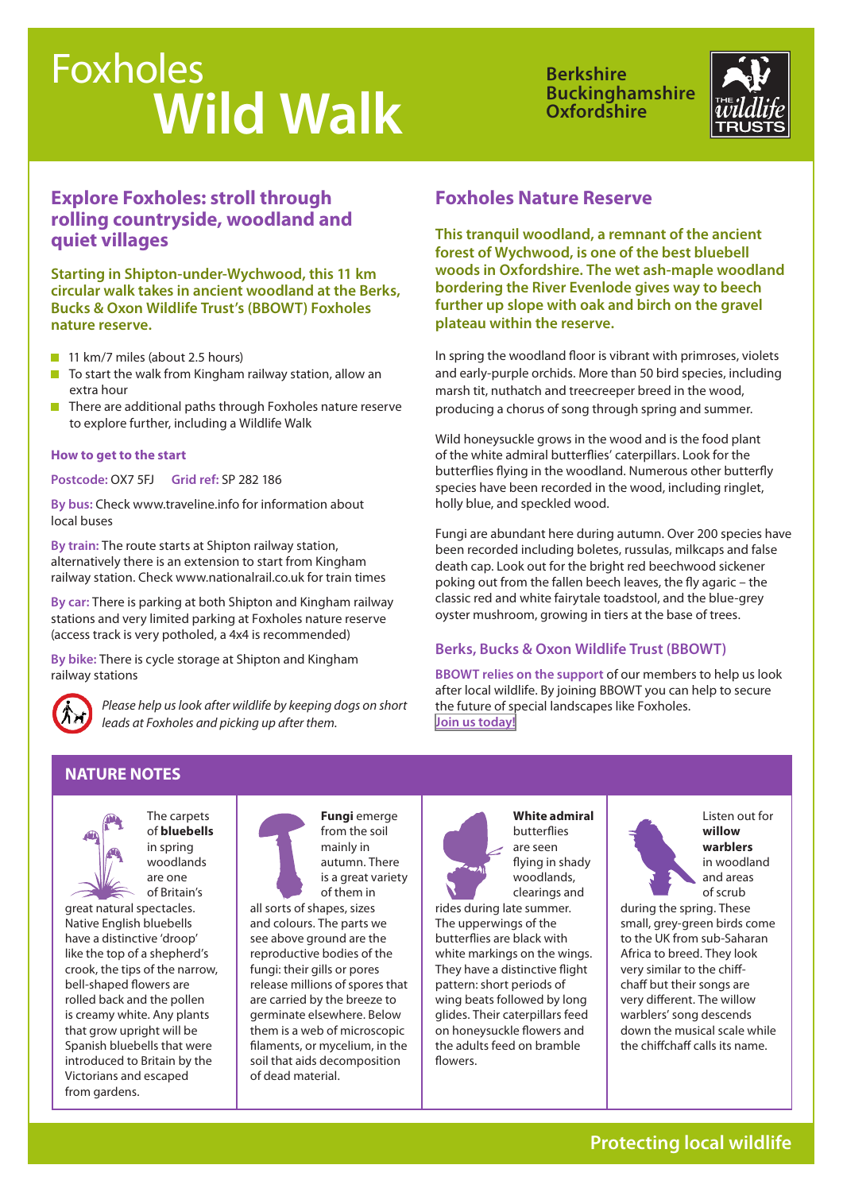# Foxholes Wild Walk

Berkshire
Buckinghamshire
Oxfordshire

## Explore Foxholes: stroll through rolling countryside, woodland and quiet villages

**Starting in Shipton-under-Wychwood, this 11 km circular walk takes in ancient woodland at the Berks, Bucks & Oxon Wildlife Trust's (BBOWT) Foxholes nature reserve.**

- 11 km/7 miles (about 2.5 hours)
- To start the walk from Kingham railway station, allow an extra hour
- There are additional paths through Foxholes nature reserve to explore further, including a Wildlife Walk

### How to get to the start

**Postcode:** OX7 5FJ **Grid ref:** SP 282 186

**By bus:** Check www.traveline.info for information about local buses

**By train:** The route starts at Shipton railway station, alternatively there is an extension to start from Kingham railway station. Check www.nationalrail.co.uk for train times

**By car:** There is parking at both Shipton and Kingham railway stations and very limited parking at Foxholes nature reserve (access track is very potholed, a 4x4 is recommended)

**By bike:** There is cycle storage at Shipton and Kingham railway stations

*Please help us look after wildlife by keeping dogs on short leads at Foxholes and picking up after them.*

## Foxholes Nature Reserve

**This tranquil woodland, a remnant of the ancient forest of Wychwood, is one of the best bluebell woods in Oxfordshire. The wet ash-maple woodland bordering the River Evenlode gives way to beech further up slope with oak and birch on the gravel plateau within the reserve.**

In spring the woodland floor is vibrant with primroses, violets and early-purple orchids. More than 50 bird species, including marsh tit, nuthatch and treecreeper breed in the wood, producing a chorus of song through spring and summer.

Wild honeysuckle grows in the wood and is the food plant of the white admiral butterflies' caterpillars. Look for the butterflies flying in the woodland. Numerous other butterfly species have been recorded in the wood, including ringlet, holly blue, and speckled wood.

Fungi are abundant here during autumn. Over 200 species have been recorded including boletes, russulas, milkcaps and false death cap. Look out for the bright red beechwood sickener poking out from the fallen beech leaves, the fly agaric – the classic red and white fairytale toadstool, and the blue-grey oyster mushroom, growing in tiers at the base of trees.

### Berks, Bucks & Oxon Wildlife Trust (BBOWT)

**BBOWT relies on the support** of our members to help us look after local wildlife. By joining BBOWT you can help to secure the future of special landscapes like Foxholes.
Join us today!

## NATURE NOTES

The carpets of **bluebells** in spring woodlands are one of Britain's great natural spectacles. Native English bluebells have a distinctive 'droop' like the top of a shepherd's crook, the tips of the narrow, bell-shaped flowers are rolled back and the pollen is creamy white. Any plants that grow upright will be Spanish bluebells that were introduced to Britain by the Victorians and escaped from gardens.

**Fungi** emerge from the soil mainly in autumn. There is a great variety of them in all sorts of shapes, sizes and colours. The parts we see above ground are the reproductive bodies of the fungi: their gills or pores release millions of spores that are carried by the breeze to germinate elsewhere. Below them is a web of microscopic filaments, or mycelium, in the soil that aids decomposition of dead material.

**White admiral** butterflies are seen flying in shady woodlands, clearings and rides during late summer. The upperwings of the butterflies are black with white markings on the wings. They have a distinctive flight pattern: short periods of wing beats followed by long glides. Their caterpillars feed on honeysuckle flowers and the adults feed on bramble flowers.

Listen out for **willow warblers** in woodland and areas of scrub during the spring. These small, grey-green birds come to the UK from sub-Saharan Africa to breed. They look very similar to the chiff-chaff but their songs are very different. The willow warblers' song descends down the musical scale while the chiffchaff calls its name.

**Protecting local wildlife**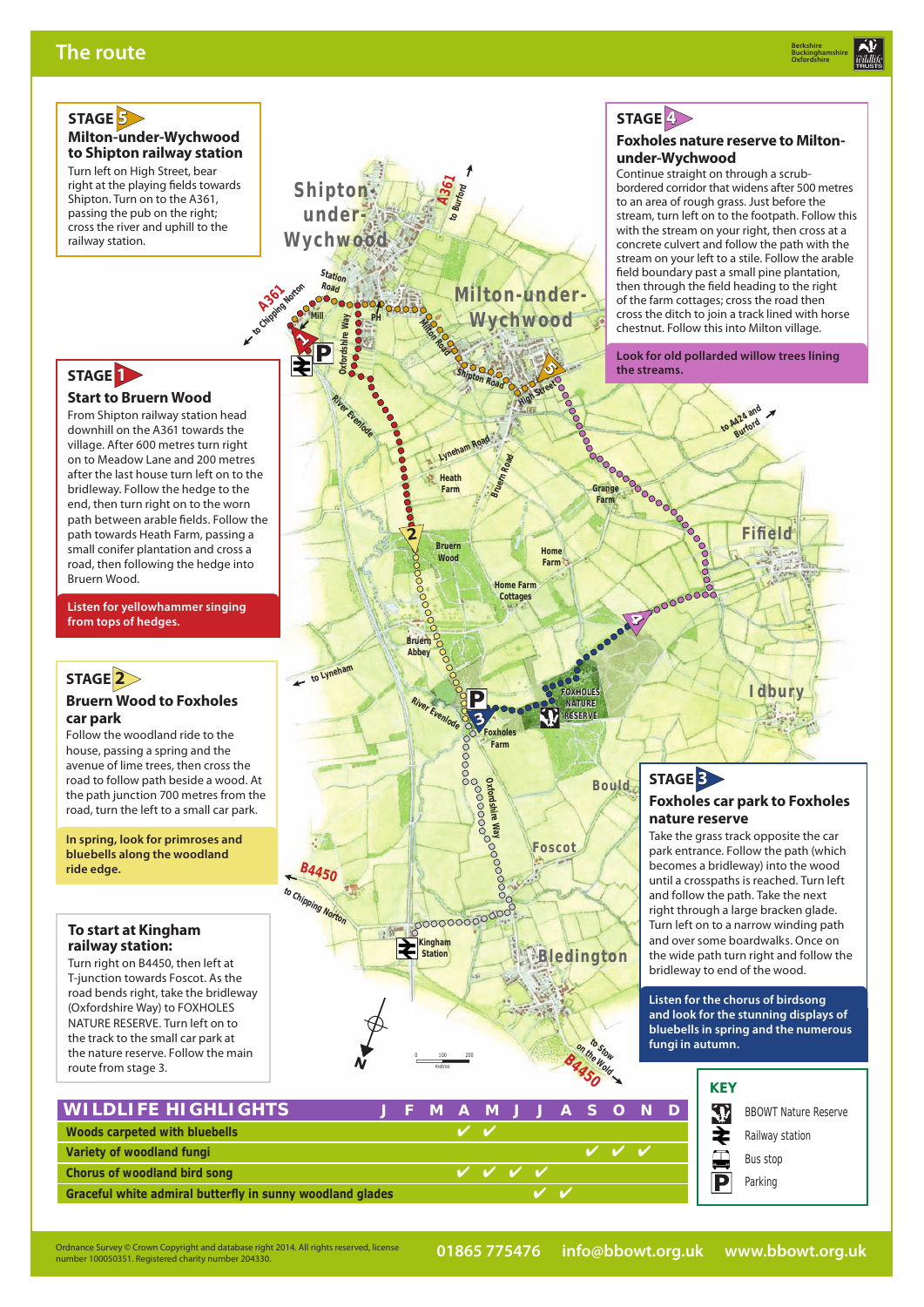# The route

Berkshire Buckinghamshire Oxfordshire

## STAGE 5

### Milton-under-Wychwood to Shipton railway station

Turn left on High Street, bear right at the playing fields towards Shipton. Turn on to the A361, passing the pub on the right; cross the river and uphill to the railway station.

## STAGE 1

### Start to Bruern Wood

From Shipton railway station head downhill on the A361 towards the village. After 600 metres turn right on to Meadow Lane and 200 metres after the last house turn left on to the bridleway. Follow the hedge to the end, then turn right on to the worn path between arable fields. Follow the path towards Heath Farm, passing a small conifer plantation and cross a road, then following the hedge into Bruern Wood.

**Listen for yellowhammer singing from tops of hedges.**

## STAGE 2

### Bruern Wood to Foxholes car park

Follow the woodland ride to the house, passing a spring and the avenue of lime trees, then cross the road to follow path beside a wood. At the path junction 700 metres from the road, turn the left to a small car park.

**In spring, look for primroses and bluebells along the woodland ride edge.**

### To start at Kingham railway station:

Turn right on B4450, then left at T-junction towards Foscot. As the road bends right, take the bridleway (Oxfordshire Way) to FOXHOLES NATURE RESERVE. Turn left on to the track to the small car park at the nature reserve. Follow the main route from stage 3.

## STAGE 4

### Foxholes nature reserve to Milton-under-Wychwood

Continue straight on through a scrub-bordered corridor that widens after 500 metres to an area of rough grass. Just before the stream, turn left on to the footpath. Follow this with the stream on your right, then cross at a concrete culvert and follow the path with the stream on your left to a stile. Follow the arable field boundary past a small pine plantation, then through the field heading to the right of the farm cottages; cross the road then cross the ditch to join a track lined with horse chestnut. Follow this into Milton village.

**Look for old pollarded willow trees lining the streams.**

## STAGE 3

### Foxholes car park to Foxholes nature reserve

Take the grass track opposite the car park entrance. Follow the path (which becomes a bridleway) into the wood until a crosspaths is reached. Turn left and follow the path. Take the next right through a large bracken glade. Turn left on to a narrow winding path and over some boardwalks. Once on the wide path turn right and follow the bridleway to end of the wood.

**Listen for the chorus of birdsong and look for the stunning displays of bluebells in spring and the numerous fungi in autumn.**

Shipton-under-Wychwood
Milton-under-Wychwood
A361 to Burford
A361 to Chipping Norton
Station Road
Mill
PH
Oxfordshire Way
Milton Road
Shipton Road
High Street
River Evenlode
Lyneham Road
Heath Farm
Bruern Road
to A424 and Burford
Grange Farm
Fifield
Bruern Wood
Home Farm
Home Farm Cottages
Bruern Abbey
to Lyneham
FOXHOLES NATURE RESERVE
Idbury
Foxholes Farm
Bould
Foscot
B4450 to Chipping Norton
Kingham Station
Bledington
to Stow on the Wold B4450
N
0 100 200 metres

## KEY

- BBOWT Nature Reserve
- Railway station
- Bus stop
- Parking

## WILDLIFE HIGHLIGHTS

| WILDLIFE HIGHLIGHTS | J | F | M | A | M | J | J | A | S | O | N | D |
|---|---|---|---|---|---|---|---|---|---|---|---|---|
| Woods carpeted with bluebells | | | | ✔ | ✔ | | | | | | | |
| Variety of woodland fungi | | | | | | | | | ✔ | ✔ | ✔ | |
| Chorus of woodland bird song | | | | ✔ | ✔ | ✔ | ✔ | | | | | |
| Graceful white admiral butterfly in sunny woodland glades | | | | | | | ✔ | ✔ | | | | |

Ordnance Survey © Crown Copyright and database right 2014. All rights reserved, license number 100050351. Registered charity number 204330.

01865 775476 info@bbowt.org.uk www.bbowt.org.uk